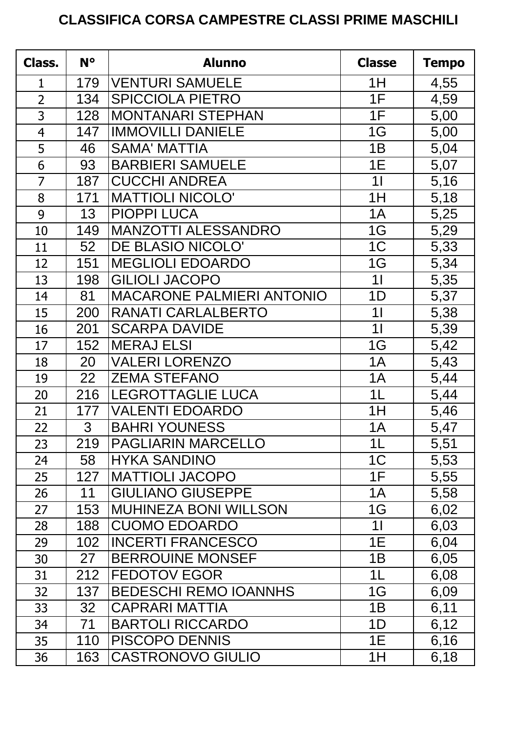# CLASSIFICA CORSA CAMPESTRE CLASSI PRIME MASCHILI

| Class. | N° | Alunno | Classe | Tempo |
|---|---|---|---|---|
| 1 | 179 | VENTURI SAMUELE | 1H | 4,55 |
| 2 | 134 | SPICCIOLA PIETRO | 1F | 4,59 |
| 3 | 128 | MONTANARI STEPHAN | 1F | 5,00 |
| 4 | 147 | IMMOVILLI DANIELE | 1G | 5,00 |
| 5 | 46 | SAMA' MATTIA | 1B | 5,04 |
| 6 | 93 | BARBIERI SAMUELE | 1E | 5,07 |
| 7 | 187 | CUCCHI ANDREA | 1I | 5,16 |
| 8 | 171 | MATTIOLI NICOLO' | 1H | 5,18 |
| 9 | 13 | PIOPPI LUCA | 1A | 5,25 |
| 10 | 149 | MANZOTTI ALESSANDRO | 1G | 5,29 |
| 11 | 52 | DE BLASIO NICOLO' | 1C | 5,33 |
| 12 | 151 | MEGLIOLI EDOARDO | 1G | 5,34 |
| 13 | 198 | GILIOLI JACOPO | 1I | 5,35 |
| 14 | 81 | MACARONE PALMIERI ANTONIO | 1D | 5,37 |
| 15 | 200 | RANATI CARLALBERTO | 1I | 5,38 |
| 16 | 201 | SCARPA DAVIDE | 1I | 5,39 |
| 17 | 152 | MERAJ ELSI | 1G | 5,42 |
| 18 | 20 | VALERI LORENZO | 1A | 5,43 |
| 19 | 22 | ZEMA STEFANO | 1A | 5,44 |
| 20 | 216 | LEGROTTAGLIE LUCA | 1L | 5,44 |
| 21 | 177 | VALENTI EDOARDO | 1H | 5,46 |
| 22 | 3 | BAHRI YOUNESS | 1A | 5,47 |
| 23 | 219 | PAGLIARIN MARCELLO | 1L | 5,51 |
| 24 | 58 | HYKA SANDINO | 1C | 5,53 |
| 25 | 127 | MATTIOLI JACOPO | 1F | 5,55 |
| 26 | 11 | GIULIANO GIUSEPPE | 1A | 5,58 |
| 27 | 153 | MUHINEZA BONI WILLSON | 1G | 6,02 |
| 28 | 188 | CUOMO EDOARDO | 1I | 6,03 |
| 29 | 102 | INCERTI FRANCESCO | 1E | 6,04 |
| 30 | 27 | BERROUINE MONSEF | 1B | 6,05 |
| 31 | 212 | FEDOTOV EGOR | 1L | 6,08 |
| 32 | 137 | BEDESCHI REMO IOANNHS | 1G | 6,09 |
| 33 | 32 | CAPRARI MATTIA | 1B | 6,11 |
| 34 | 71 | BARTOLI RICCARDO | 1D | 6,12 |
| 35 | 110 | PISCOPO DENNIS | 1E | 6,16 |
| 36 | 163 | CASTRONOVO GIULIO | 1H | 6,18 |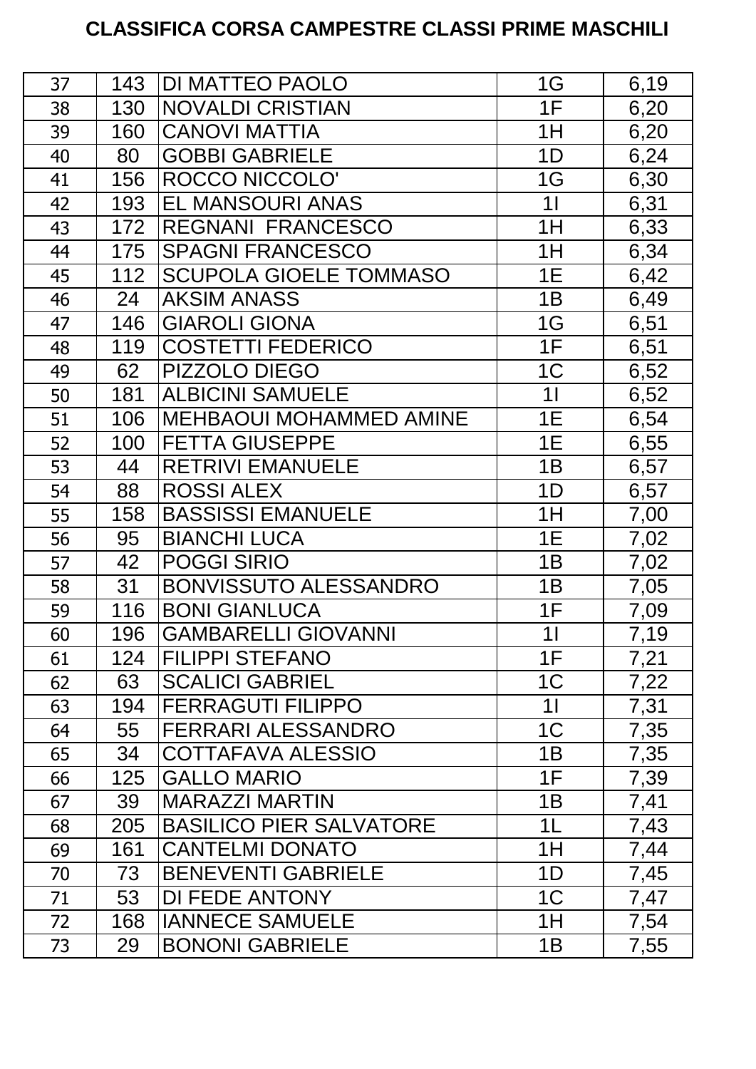# CLASSIFICA CORSA CAMPESTRE CLASSI PRIME MASCHILI

| | | | | |
|---|---|---|---|---|
| 37 | 143 | DI MATTEO PAOLO | 1G | 6,19 |
| 38 | 130 | NOVALDI CRISTIAN | 1F | 6,20 |
| 39 | 160 | CANOVI MATTIA | 1H | 6,20 |
| 40 | 80 | GOBBI GABRIELE | 1D | 6,24 |
| 41 | 156 | ROCCO NICCOLO' | 1G | 6,30 |
| 42 | 193 | EL MANSOURI ANAS | 1I | 6,31 |
| 43 | 172 | REGNANI FRANCESCO | 1H | 6,33 |
| 44 | 175 | SPAGNI FRANCESCO | 1H | 6,34 |
| 45 | 112 | SCUPOLA GIOELE TOMMASO | 1E | 6,42 |
| 46 | 24 | AKSIM ANASS | 1B | 6,49 |
| 47 | 146 | GIAROLI GIONA | 1G | 6,51 |
| 48 | 119 | COSTETTI FEDERICO | 1F | 6,51 |
| 49 | 62 | PIZZOLO DIEGO | 1C | 6,52 |
| 50 | 181 | ALBICINI SAMUELE | 1I | 6,52 |
| 51 | 106 | MEHBAOUI MOHAMMED AMINE | 1E | 6,54 |
| 52 | 100 | FETTA GIUSEPPE | 1E | 6,55 |
| 53 | 44 | RETRIVI EMANUELE | 1B | 6,57 |
| 54 | 88 | ROSSI ALEX | 1D | 6,57 |
| 55 | 158 | BASSISSI EMANUELE | 1H | 7,00 |
| 56 | 95 | BIANCHI LUCA | 1E | 7,02 |
| 57 | 42 | POGGI SIRIO | 1B | 7,02 |
| 58 | 31 | BONVISSUTO ALESSANDRO | 1B | 7,05 |
| 59 | 116 | BONI GIANLUCA | 1F | 7,09 |
| 60 | 196 | GAMBARELLI GIOVANNI | 1I | 7,19 |
| 61 | 124 | FILIPPI STEFANO | 1F | 7,21 |
| 62 | 63 | SCALICI GABRIEL | 1C | 7,22 |
| 63 | 194 | FERRAGUTI FILIPPO | 1I | 7,31 |
| 64 | 55 | FERRARI ALESSANDRO | 1C | 7,35 |
| 65 | 34 | COTTAFAVA ALESSIO | 1B | 7,35 |
| 66 | 125 | GALLO MARIO | 1F | 7,39 |
| 67 | 39 | MARAZZI MARTIN | 1B | 7,41 |
| 68 | 205 | BASILICO PIER SALVATORE | 1L | 7,43 |
| 69 | 161 | CANTELMI DONATO | 1H | 7,44 |
| 70 | 73 | BENEVENTI GABRIELE | 1D | 7,45 |
| 71 | 53 | DI FEDE ANTONY | 1C | 7,47 |
| 72 | 168 | IANNECE SAMUELE | 1H | 7,54 |
| 73 | 29 | BONONI GABRIELE | 1B | 7,55 |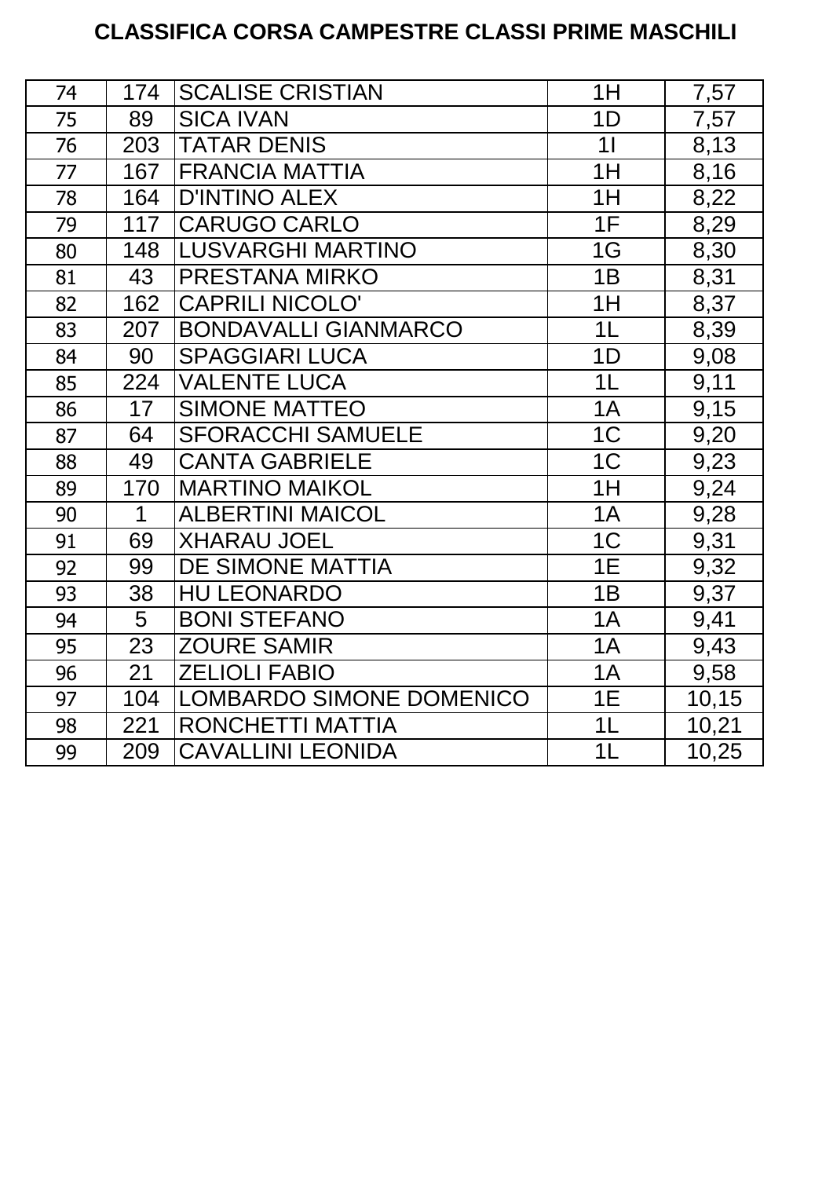# CLASSIFICA CORSA CAMPESTRE CLASSI PRIME MASCHILI

| | | | | |
|---|---|---|---|---|
| 74 | 174 | SCALISE CRISTIAN | 1H | 7,57 |
| 75 | 89 | SICA IVAN | 1D | 7,57 |
| 76 | 203 | TATAR DENIS | 1I | 8,13 |
| 77 | 167 | FRANCIA MATTIA | 1H | 8,16 |
| 78 | 164 | D'INTINO ALEX | 1H | 8,22 |
| 79 | 117 | CARUGO CARLO | 1F | 8,29 |
| 80 | 148 | LUSVARGHI MARTINO | 1G | 8,30 |
| 81 | 43 | PRESTANA MIRKO | 1B | 8,31 |
| 82 | 162 | CAPRILI NICOLO' | 1H | 8,37 |
| 83 | 207 | BONDAVALLI GIANMARCO | 1L | 8,39 |
| 84 | 90 | SPAGGIARI LUCA | 1D | 9,08 |
| 85 | 224 | VALENTE LUCA | 1L | 9,11 |
| 86 | 17 | SIMONE MATTEO | 1A | 9,15 |
| 87 | 64 | SFORACCHI SAMUELE | 1C | 9,20 |
| 88 | 49 | CANTA GABRIELE | 1C | 9,23 |
| 89 | 170 | MARTINO MAIKOL | 1H | 9,24 |
| 90 | 1 | ALBERTINI MAICOL | 1A | 9,28 |
| 91 | 69 | XHARAU JOEL | 1C | 9,31 |
| 92 | 99 | DE SIMONE MATTIA | 1E | 9,32 |
| 93 | 38 | HU LEONARDO | 1B | 9,37 |
| 94 | 5 | BONI STEFANO | 1A | 9,41 |
| 95 | 23 | ZOURE SAMIR | 1A | 9,43 |
| 96 | 21 | ZELIOLI FABIO | 1A | 9,58 |
| 97 | 104 | LOMBARDO SIMONE DOMENICO | 1E | 10,15 |
| 98 | 221 | RONCHETTI MATTIA | 1L | 10,21 |
| 99 | 209 | CAVALLINI LEONIDA | 1L | 10,25 |